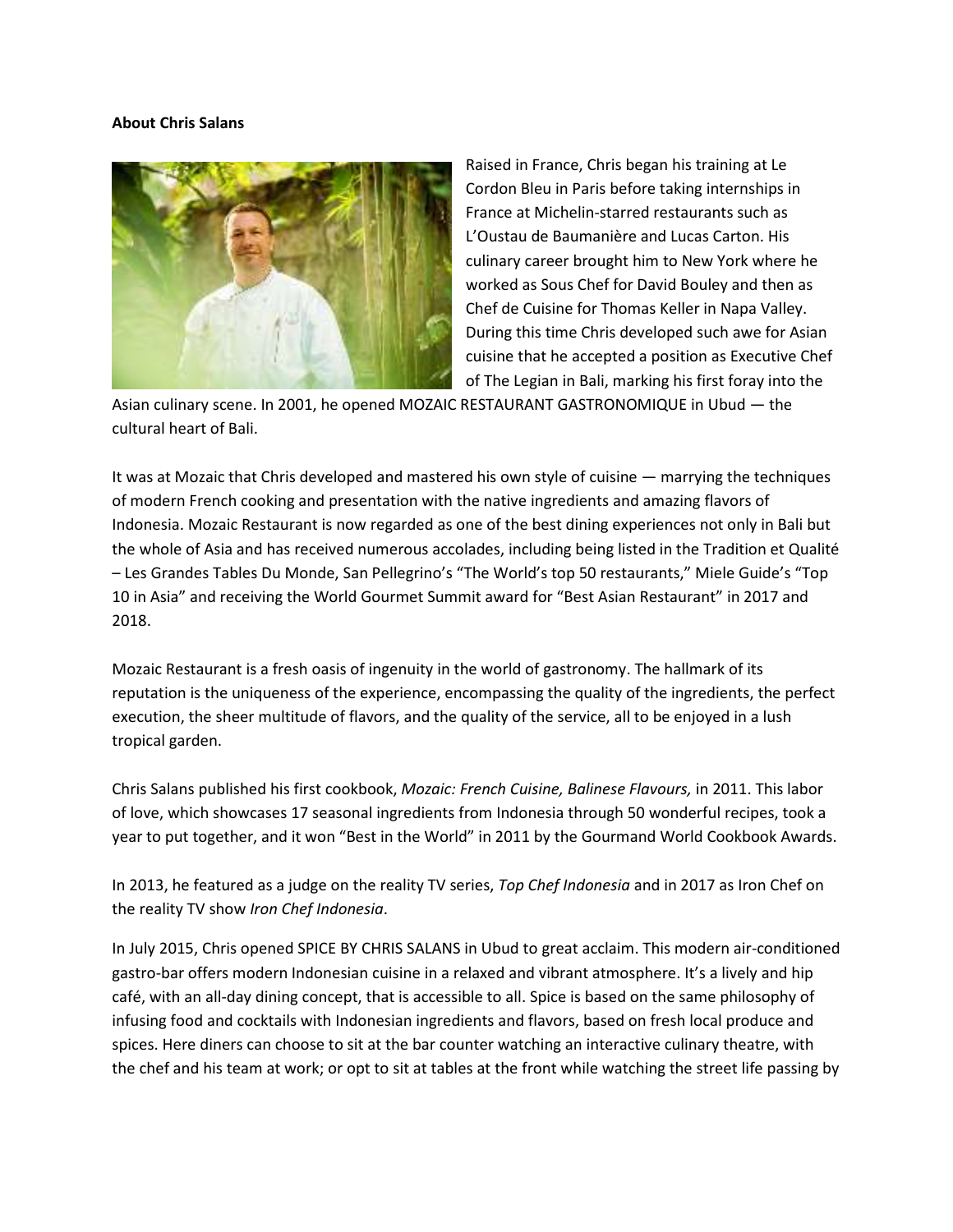**About Chris Salans**

Raised in France, Chris began his training at Le Cordon Bleu in Paris before taking internships in France at Michelin-starred restaurants such as L'Oustau de Baumanière and Lucas Carton. His culinary career brought him to New York where he worked as Sous Chef for David Bouley and then as Chef de Cuisine for Thomas Keller in Napa Valley. During this time Chris developed such awe for Asian cuisine that he accepted a position as Executive Chef of The Legian in Bali, marking his first foray into the Asian culinary scene. In 2001, he opened MOZAIC RESTAURANT GASTRONOMIQUE in Ubud — the cultural heart of Bali.

It was at Mozaic that Chris developed and mastered his own style of cuisine — marrying the techniques of modern French cooking and presentation with the native ingredients and amazing flavors of Indonesia. Mozaic Restaurant is now regarded as one of the best dining experiences not only in Bali but the whole of Asia and has received numerous accolades, including being listed in the Tradition et Qualité – Les Grandes Tables Du Monde, San Pellegrino's "The World's top 50 restaurants," Miele Guide's "Top 10 in Asia" and receiving the World Gourmet Summit award for "Best Asian Restaurant" in 2017 and 2018.

Mozaic Restaurant is a fresh oasis of ingenuity in the world of gastronomy. The hallmark of its reputation is the uniqueness of the experience, encompassing the quality of the ingredients, the perfect execution, the sheer multitude of flavors, and the quality of the service, all to be enjoyed in a lush tropical garden.

Chris Salans published his first cookbook, *Mozaic: French Cuisine, Balinese Flavours,* in 2011. This labor of love, which showcases 17 seasonal ingredients from Indonesia through 50 wonderful recipes, took a year to put together, and it won "Best in the World" in 2011 by the Gourmand World Cookbook Awards.

In 2013, he featured as a judge on the reality TV series, *Top Chef Indonesia* and in 2017 as Iron Chef on the reality TV show *Iron Chef Indonesia*.

In July 2015, Chris opened SPICE BY CHRIS SALANS in Ubud to great acclaim. This modern air-conditioned gastro-bar offers modern Indonesian cuisine in a relaxed and vibrant atmosphere. It's a lively and hip café, with an all-day dining concept, that is accessible to all. Spice is based on the same philosophy of infusing food and cocktails with Indonesian ingredients and flavors, based on fresh local produce and spices. Here diners can choose to sit at the bar counter watching an interactive culinary theatre, with the chef and his team at work; or opt to sit at tables at the front while watching the street life passing by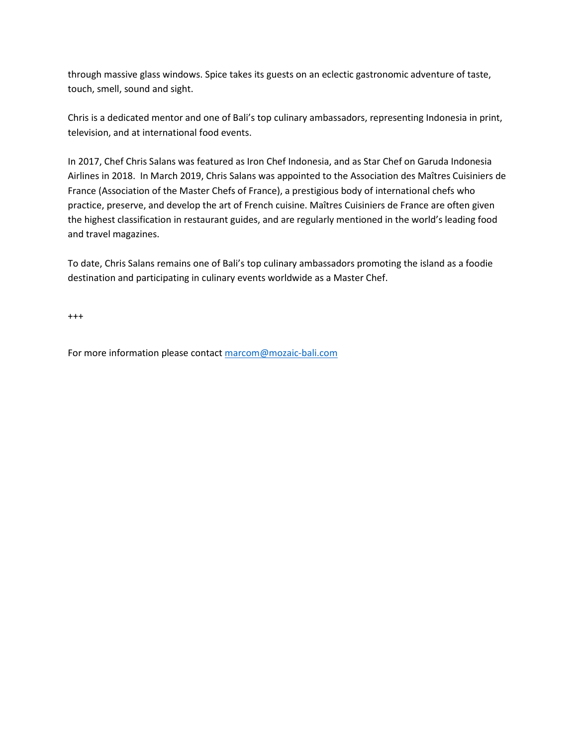through massive glass windows. Spice takes its guests on an eclectic gastronomic adventure of taste, touch, smell, sound and sight.

Chris is a dedicated mentor and one of Bali's top culinary ambassadors, representing Indonesia in print, television, and at international food events.

In 2017, Chef Chris Salans was featured as Iron Chef Indonesia, and as Star Chef on Garuda Indonesia Airlines in 2018. In March 2019, Chris Salans was appointed to the Association des Maîtres Cuisiniers de France (Association of the Master Chefs of France), a prestigious body of international chefs who practice, preserve, and develop the art of French cuisine. Maîtres Cuisiniers de France are often given the highest classification in restaurant guides, and are regularly mentioned in the world's leading food and travel magazines.

To date, Chris Salans remains one of Bali's top culinary ambassadors promoting the island as a foodie destination and participating in culinary events worldwide as a Master Chef.

+++

For more information please contact [marcom@mozaic-bali.com](mailto:marcom@mozaic-bali.com)